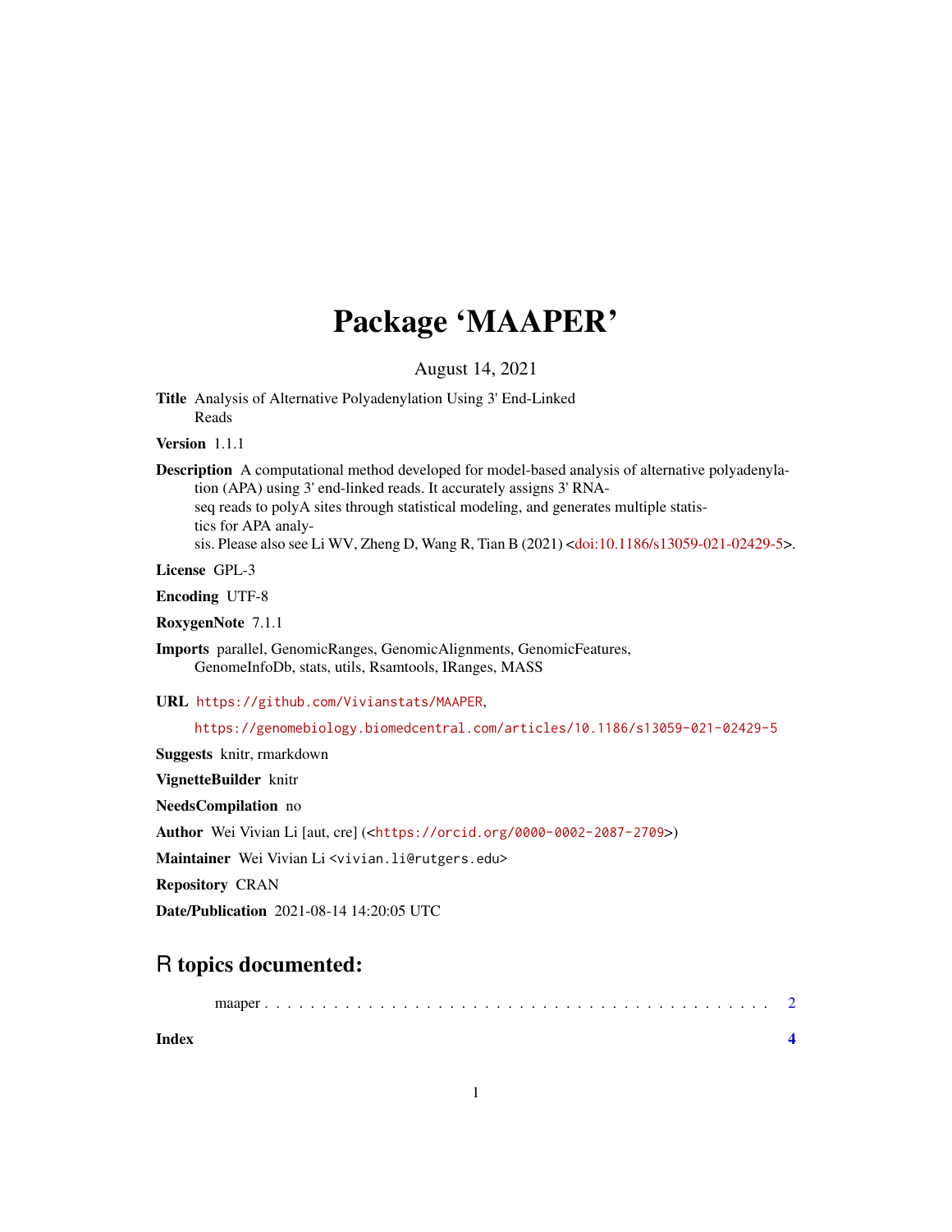# Package 'MAAPER'

August 14, 2021

**Title** Analysis of Alternative Polyadenylation Using 3' End-Linked Reads

**Version** 1.1.1

**Description** A computational method developed for model-based analysis of alternative polyadenylation (APA) using 3' end-linked reads. It accurately assigns 3' RNA-seq reads to polyA sites through statistical modeling, and generates multiple statistics for APA analysis. Please also see Li WV, Zheng D, Wang R, Tian B (2021) <doi:10.1186/s13059-021-02429-5>.

**License** GPL-3

**Encoding** UTF-8

**RoxygenNote** 7.1.1

**Imports** parallel, GenomicRanges, GenomicAlignments, GenomicFeatures, GenomeInfoDb, stats, utils, Rsamtools, IRanges, MASS

**URL** https://github.com/Vivianstats/MAAPER,
https://genomebiology.biomedcentral.com/articles/10.1186/s13059-021-02429-5

**Suggests** knitr, rmarkdown

**VignetteBuilder** knitr

**NeedsCompilation** no

**Author** Wei Vivian Li [aut, cre] (<https://orcid.org/0000-0002-2087-2709>)

**Maintainer** Wei Vivian Li <vivian.li@rutgers.edu>

**Repository** CRAN

**Date/Publication** 2021-08-14 14:20:05 UTC

## R topics documented:

maaper . . . . . . . . . . . . . . . . . . . . . . . . . . . . . . . . . . . . . . . . . . 2

**Index** **4**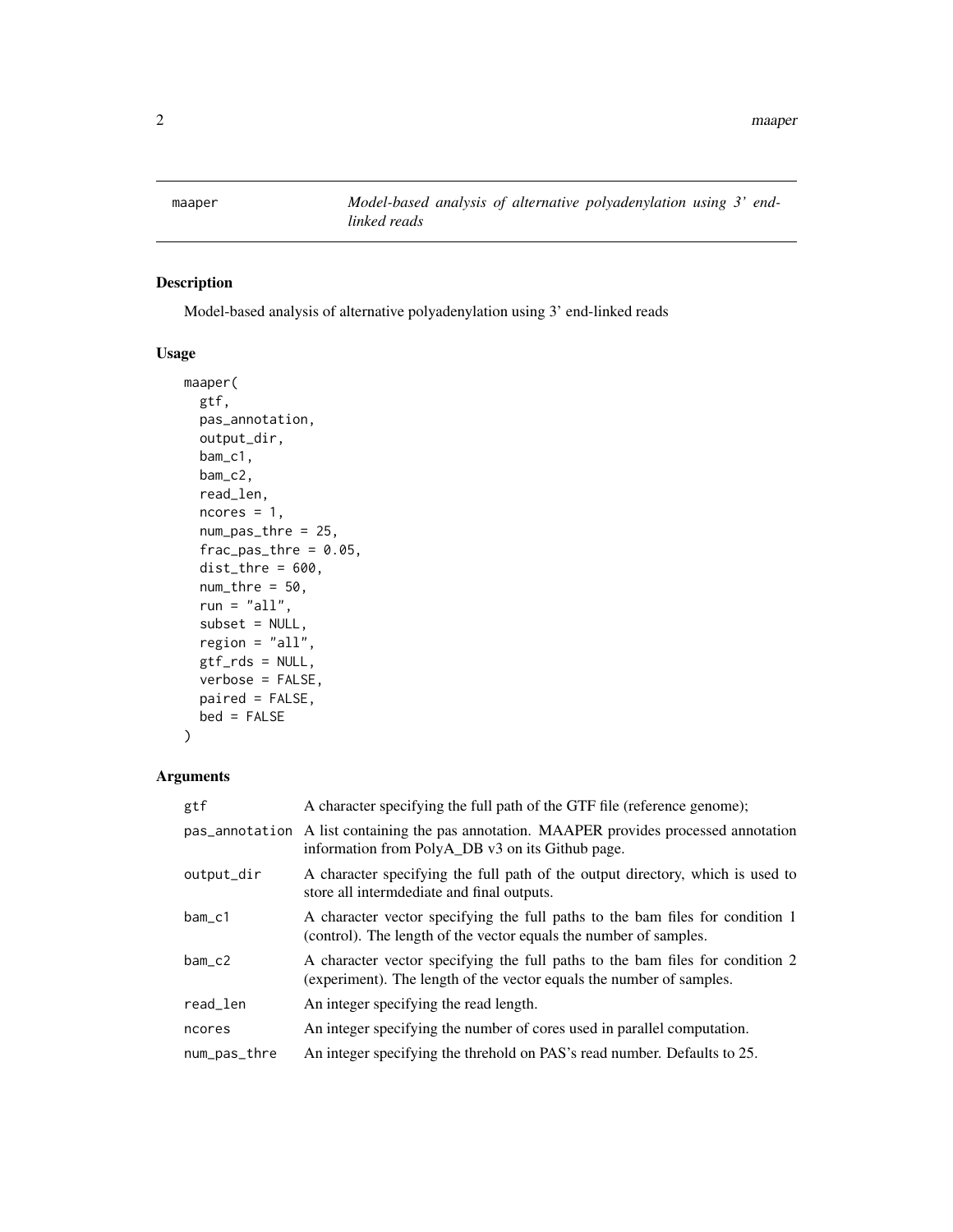# maaper

*Model-based analysis of alternative polyadenylation using 3' end-linked reads*

## Description

Model-based analysis of alternative polyadenylation using 3' end-linked reads

## Usage

```
maaper(
  gtf,
  pas_annotation,
  output_dir,
  bam_c1,
  bam_c2,
  read_len,
  ncores = 1,
  num_pas_thre = 25,
  frac_pas_thre = 0.05,
  dist_thre = 600,
  num_thre = 50,
  run = "all",
  subset = NULL,
  region = "all",
  gtf_rds = NULL,
  verbose = FALSE,
  paired = FALSE,
  bed = FALSE
)
```

## Arguments

| | |
|---|---|
| gtf | A character specifying the full path of the GTF file (reference genome); |
| pas_annotation | A list containing the pas annotation. MAAPER provides processed annotation information from PolyA_DB v3 on its Github page. |
| output_dir | A character specifying the full path of the output directory, which is used to store all intermdediate and final outputs. |
| bam_c1 | A character vector specifying the full paths to the bam files for condition 1 (control). The length of the vector equals the number of samples. |
| bam_c2 | A character vector specifying the full paths to the bam files for condition 2 (experiment). The length of the vector equals the number of samples. |
| read_len | An integer specifying the read length. |
| ncores | An integer specifying the number of cores used in parallel computation. |
| num_pas_thre | An integer specifying the threhold on PAS's read number. Defaults to 25. |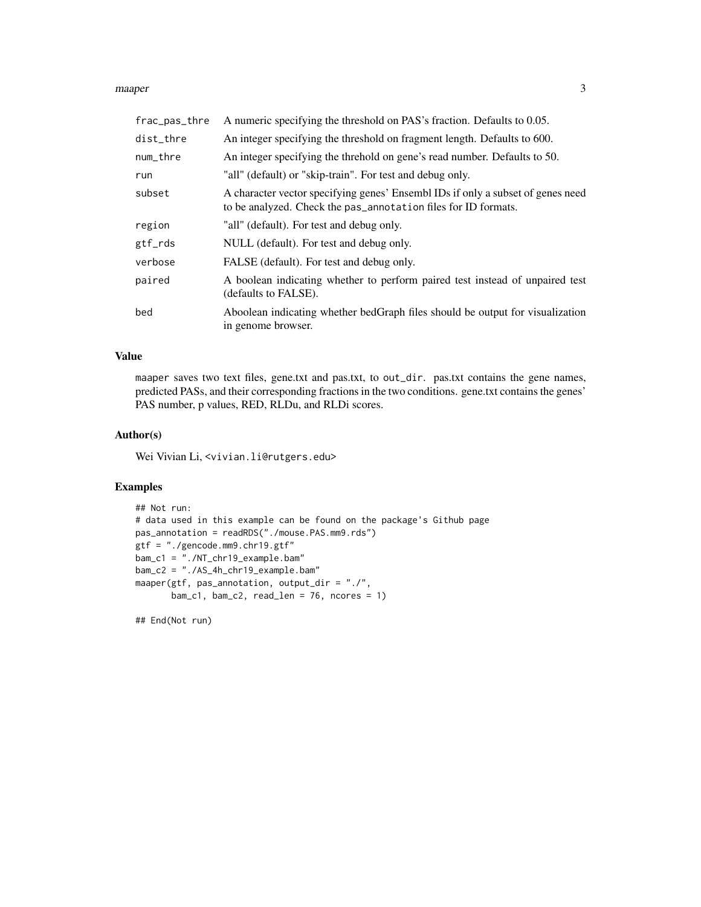| | |
|---|---|
| `frac_pas_thre` | A numeric specifying the threshold on PAS's fraction. Defaults to 0.05. |
| `dist_thre` | An integer specifying the threshold on fragment length. Defaults to 600. |
| `num_thre` | An integer specifying the threhold on gene's read number. Defaults to 50. |
| `run` | "all" (default) or "skip-train". For test and debug only. |
| `subset` | A character vector specifying genes' Ensembl IDs if only a subset of genes need to be analyzed. Check the `pas_annotation` files for ID formats. |
| `region` | "all" (default). For test and debug only. |
| `gtf_rds` | NULL (default). For test and debug only. |
| `verbose` | FALSE (default). For test and debug only. |
| `paired` | A boolean indicating whether to perform paired test instead of unpaired test (defaults to FALSE). |
| `bed` | Aboolean indicating whether bedGraph files should be output for visualization in genome browser. |

### Value

`maaper` saves two text files, gene.txt and pas.txt, to `out_dir`. pas.txt contains the gene names, predicted PASs, and their corresponding fractions in the two conditions. gene.txt contains the genes' PAS number, p values, RED, RLDu, and RLDi scores.

### Author(s)

Wei Vivian Li, <vivian.li@rutgers.edu>

### Examples

```
## Not run:
# data used in this example can be found on the package's Github page
pas_annotation = readRDS("./mouse.PAS.mm9.rds")
gtf = "./gencode.mm9.chr19.gtf"
bam_c1 = "./NT_chr19_example.bam"
bam_c2 = "./AS_4h_chr19_example.bam"
maaper(gtf, pas_annotation, output_dir = "./",
       bam_c1, bam_c2, read_len = 76, ncores = 1)

## End(Not run)
```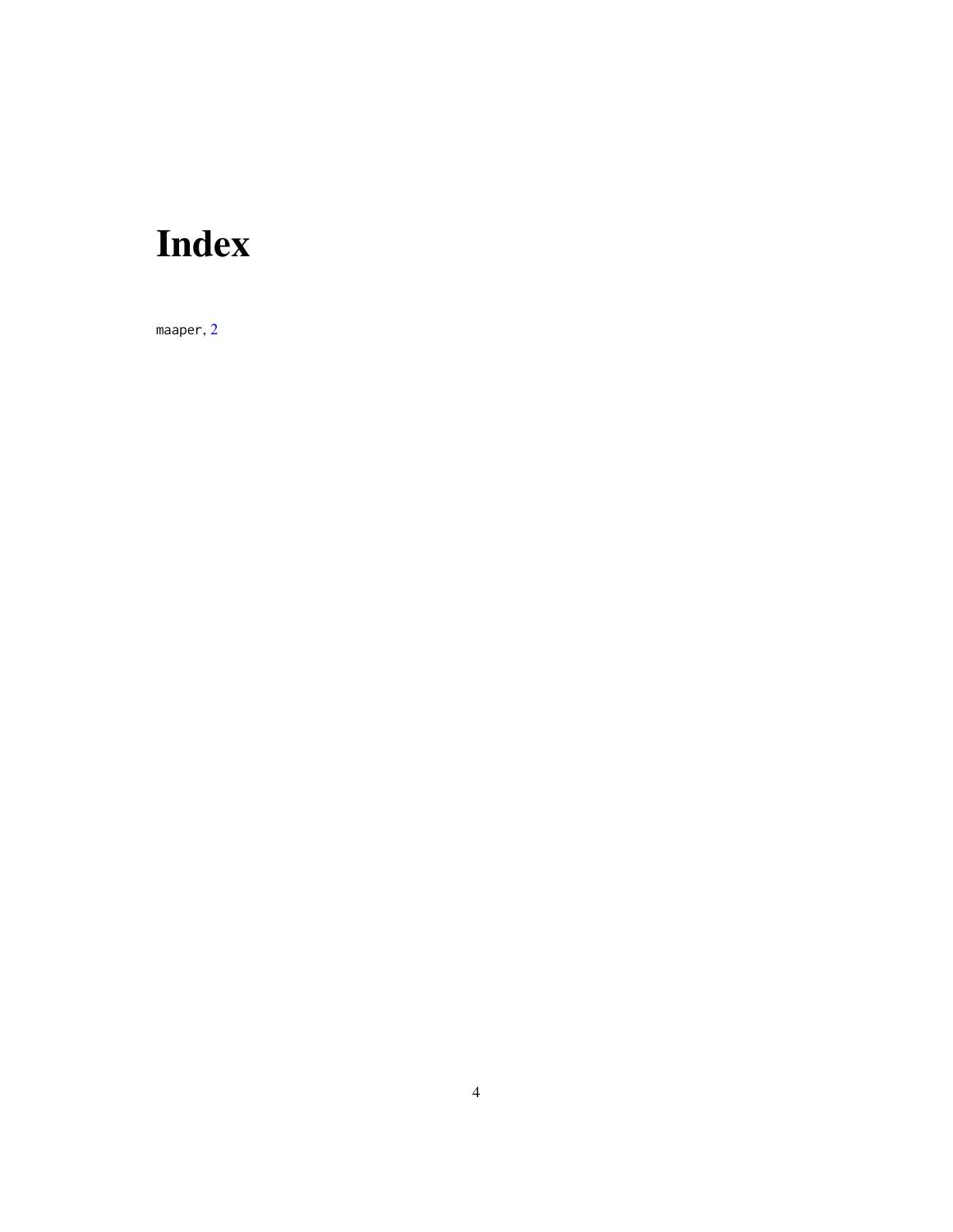# Index

maaper, 2